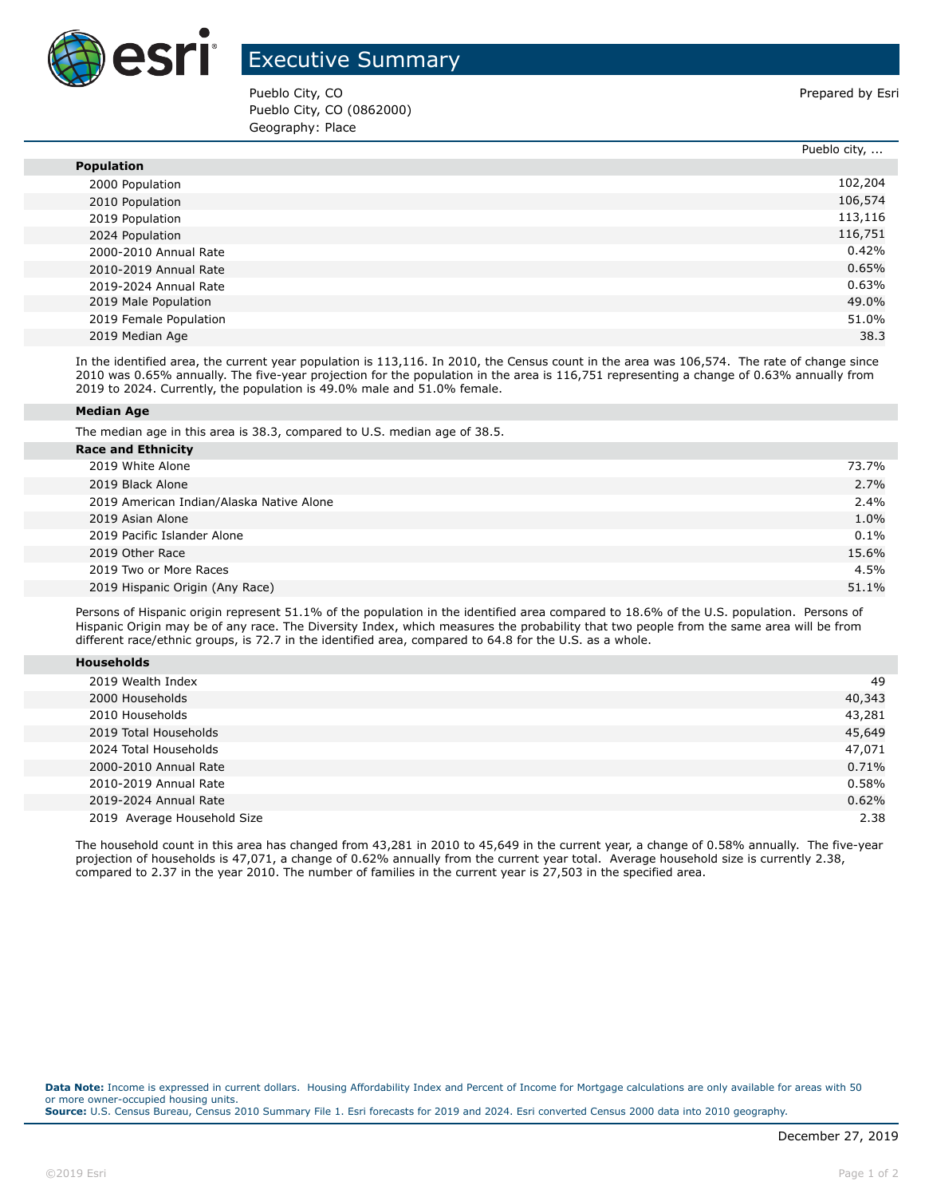# Executive Summary

Pueblo City, CO
Pueblo City, CO (0862000)
Geography: Place

Prepared by Esri

| | Pueblo city, ... |
|---|---|
| **Population** | |
| 2000 Population | 102,204 |
| 2010 Population | 106,574 |
| 2019 Population | 113,116 |
| 2024 Population | 116,751 |
| 2000-2010 Annual Rate | 0.42% |
| 2010-2019 Annual Rate | 0.65% |
| 2019-2024 Annual Rate | 0.63% |
| 2019 Male Population | 49.0% |
| 2019 Female Population | 51.0% |
| 2019 Median Age | 38.3 |

In the identified area, the current year population is 113,116. In 2010, the Census count in the area was 106,574. The rate of change since 2010 was 0.65% annually. The five-year projection for the population in the area is 116,751 representing a change of 0.63% annually from 2019 to 2024. Currently, the population is 49.0% male and 51.0% female.

**Median Age**

The median age in this area is 38.3, compared to U.S. median age of 38.5.

| **Race and Ethnicity** | |
|---|---|
| 2019 White Alone | 73.7% |
| 2019 Black Alone | 2.7% |
| 2019 American Indian/Alaska Native Alone | 2.4% |
| 2019 Asian Alone | 1.0% |
| 2019 Pacific Islander Alone | 0.1% |
| 2019 Other Race | 15.6% |
| 2019 Two or More Races | 4.5% |
| 2019 Hispanic Origin (Any Race) | 51.1% |

Persons of Hispanic origin represent 51.1% of the population in the identified area compared to 18.6% of the U.S. population. Persons of Hispanic Origin may be of any race. The Diversity Index, which measures the probability that two people from the same area will be from different race/ethnic groups, is 72.7 in the identified area, compared to 64.8 for the U.S. as a whole.

| **Households** | |
|---|---|
| 2019 Wealth Index | 49 |
| 2000 Households | 40,343 |
| 2010 Households | 43,281 |
| 2019 Total Households | 45,649 |
| 2024 Total Households | 47,071 |
| 2000-2010 Annual Rate | 0.71% |
| 2010-2019 Annual Rate | 0.58% |
| 2019-2024 Annual Rate | 0.62% |
| 2019 Average Household Size | 2.38 |

The household count in this area has changed from 43,281 in 2010 to 45,649 in the current year, a change of 0.58% annually. The five-year projection of households is 47,071, a change of 0.62% annually from the current year total. Average household size is currently 2.38, compared to 2.37 in the year 2010. The number of families in the current year is 27,503 in the specified area.

**Data Note:** Income is expressed in current dollars. Housing Affordability Index and Percent of Income for Mortgage calculations are only available for areas with 50 or more owner-occupied housing units.
**Source:** U.S. Census Bureau, Census 2010 Summary File 1. Esri forecasts for 2019 and 2024. Esri converted Census 2000 data into 2010 geography.

December 27, 2019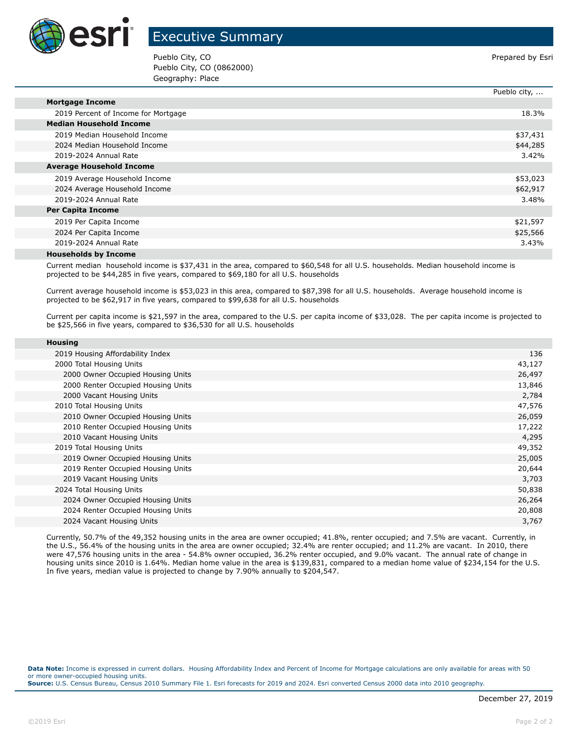# Executive Summary

Pueblo City, CO
Pueblo City, CO (0862000)
Geography: Place

Prepared by Esri

| | Pueblo city, ... |
|---|---|
| **Mortgage Income** | |
| 2019 Percent of Income for Mortgage | 18.3% |
| **Median Household Income** | |
| 2019 Median Household Income | $37,431 |
| 2024 Median Household Income | $44,285 |
| 2019-2024 Annual Rate | 3.42% |
| **Average Household Income** | |
| 2019 Average Household Income | $53,023 |
| 2024 Average Household Income | $62,917 |
| 2019-2024 Annual Rate | 3.48% |
| **Per Capita Income** | |
| 2019 Per Capita Income | $21,597 |
| 2024 Per Capita Income | $25,566 |
| 2019-2024 Annual Rate | 3.43% |
| **Households by Income** | |

Current median household income is $37,431 in the area, compared to $60,548 for all U.S. households. Median household income is projected to be $44,285 in five years, compared to $69,180 for all U.S. households

Current average household income is $53,023 in this area, compared to $87,398 for all U.S. households. Average household income is projected to be $62,917 in five years, compared to $99,638 for all U.S. households

Current per capita income is $21,597 in the area, compared to the U.S. per capita income of $33,028. The per capita income is projected to be $25,566 in five years, compared to $36,530 for all U.S. households

| | |
|---|---|
| **Housing** | |
| 2019 Housing Affordability Index | 136 |
| 2000 Total Housing Units | 43,127 |
| 2000 Owner Occupied Housing Units | 26,497 |
| 2000 Renter Occupied Housing Units | 13,846 |
| 2000 Vacant Housing Units | 2,784 |
| 2010 Total Housing Units | 47,576 |
| 2010 Owner Occupied Housing Units | 26,059 |
| 2010 Renter Occupied Housing Units | 17,222 |
| 2010 Vacant Housing Units | 4,295 |
| 2019 Total Housing Units | 49,352 |
| 2019 Owner Occupied Housing Units | 25,005 |
| 2019 Renter Occupied Housing Units | 20,644 |
| 2019 Vacant Housing Units | 3,703 |
| 2024 Total Housing Units | 50,838 |
| 2024 Owner Occupied Housing Units | 26,264 |
| 2024 Renter Occupied Housing Units | 20,808 |
| 2024 Vacant Housing Units | 3,767 |

Currently, 50.7% of the 49,352 housing units in the area are owner occupied; 41.8%, renter occupied; and 7.5% are vacant. Currently, in the U.S., 56.4% of the housing units in the area are owner occupied; 32.4% are renter occupied; and 11.2% are vacant. In 2010, there were 47,576 housing units in the area - 54.8% owner occupied, 36.2% renter occupied, and 9.0% vacant. The annual rate of change in housing units since 2010 is 1.64%. Median home value in the area is $139,831, compared to a median home value of $234,154 for the U.S. In five years, median value is projected to change by 7.90% annually to $204,547.

**Data Note:** Income is expressed in current dollars. Housing Affordability Index and Percent of Income for Mortgage calculations are only available for areas with 50 or more owner-occupied housing units.
**Source:** U.S. Census Bureau, Census 2010 Summary File 1. Esri forecasts for 2019 and 2024. Esri converted Census 2000 data into 2010 geography.

December 27, 2019